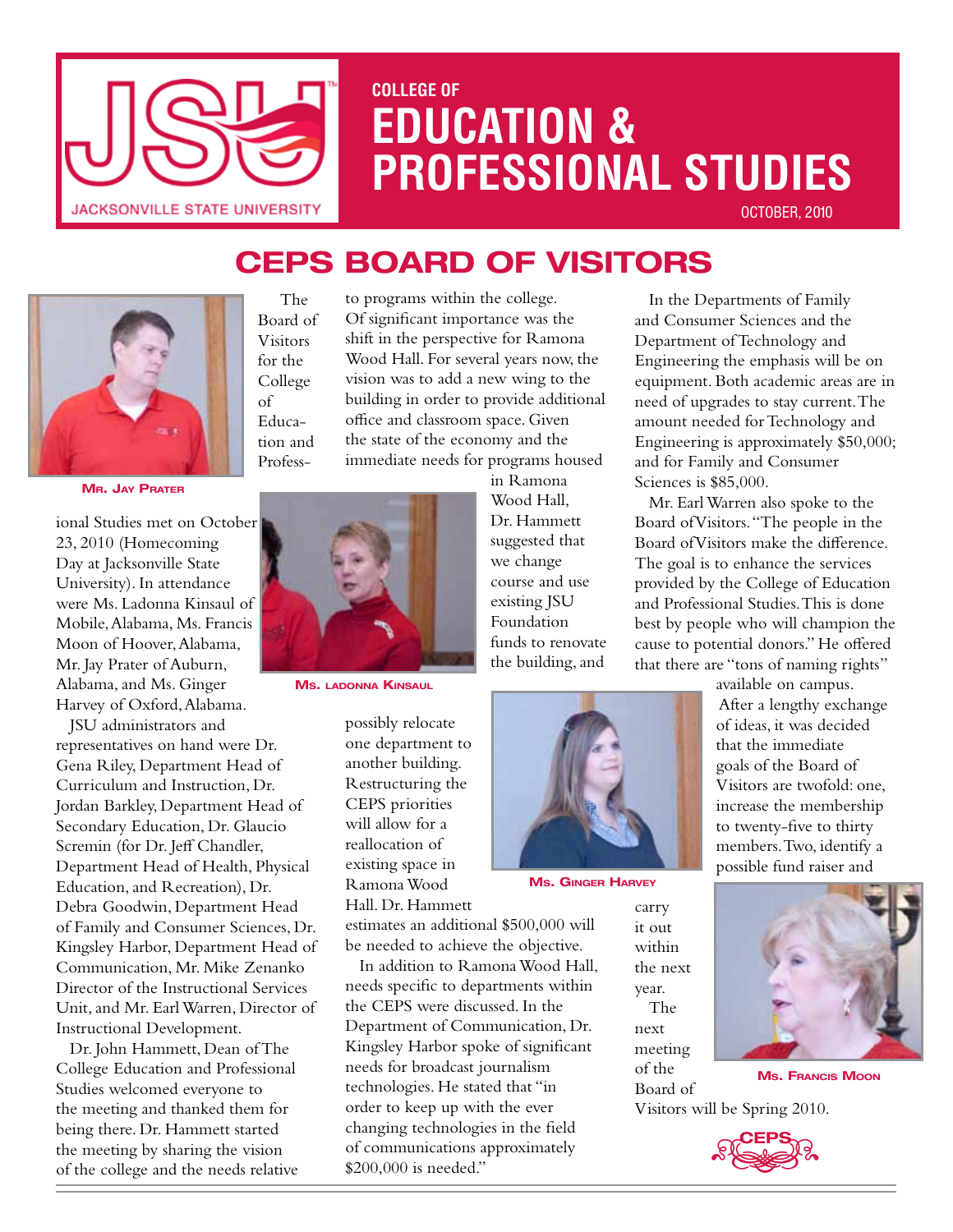# COLLEGE OF EDUCATION & PROFESSIONAL STUDIES

JACKSONVILLE STATE UNIVERSITY

OCTOBER, 2010

## CEPS BOARD OF VISITORS

Mr. Jay Prater

The Board of Visitors for the College of Education and Professional Studies met on October 23, 2010 (Homecoming Day at Jacksonville State University). In attendance were Ms. Ladonna Kinsaul of Mobile, Alabama, Ms. Francis Moon of Hoover, Alabama, Mr. Jay Prater of Auburn, Alabama, and Ms. Ginger Harvey of Oxford, Alabama.

JSU administrators and representatives on hand were Dr. Gena Riley, Department Head of Curriculum and Instruction, Dr. Jordan Barkley, Department Head of Secondary Education, Dr. Glaucio Scremin (for Dr. Jeff Chandler, Department Head of Health, Physical Education, and Recreation), Dr. Debra Goodwin, Department Head of Family and Consumer Sciences, Dr. Kingsley Harbor, Department Head of Communication, Mr. Mike Zenanko Director of the Instructional Services Unit, and Mr. Earl Warren, Director of Instructional Development.

Dr. John Hammett, Dean of The College Education and Professional Studies welcomed everyone to the meeting and thanked them for being there. Dr. Hammett started the meeting by sharing the vision of the college and the needs relative to programs within the college. Of significant importance was the shift in the perspective for Ramona Wood Hall. For several years now, the vision was to add a new wing to the building in order to provide additional office and classroom space. Given the state of the economy and the immediate needs for programs housed in Ramona Wood Hall, Dr. Hammett suggested that we change course and use existing JSU Foundation funds to renovate the building, and possibly relocate one department to another building. Restructuring the CEPS priorities will allow for a reallocation of existing space in Ramona Wood Hall. Dr. Hammett estimates an additional $500,000 will be needed to achieve the objective.

Ms. Ladonna Kinsaul

In addition to Ramona Wood Hall, needs specific to departments within the CEPS were discussed. In the Department of Communication, Dr. Kingsley Harbor spoke of significant needs for broadcast journalism technologies. He stated that "in order to keep up with the ever changing technologies in the field of communications approximately $200,000 is needed."

Ms. Ginger Harvey

In the Departments of Family and Consumer Sciences and the Department of Technology and Engineering the emphasis will be on equipment. Both academic areas are in need of upgrades to stay current. The amount needed for Technology and Engineering is approximately $50,000; and for Family and Consumer Sciences is $85,000.

Mr. Earl Warren also spoke to the Board of Visitors. "The people in the Board of Visitors make the difference. The goal is to enhance the services provided by the College of Education and Professional Studies. This is done best by people who will champion the cause to potential donors." He offered that there are "tons of naming rights" available on campus.

After a lengthy exchange of ideas, it was decided that the immediate goals of the Board of Visitors are twofold: one, increase the membership to twenty-five to thirty members. Two, identify a possible fund raiser and carry it out within the next year.

The next meeting of the Board of Visitors will be Spring 2010.

Ms. Francis Moon

CEPS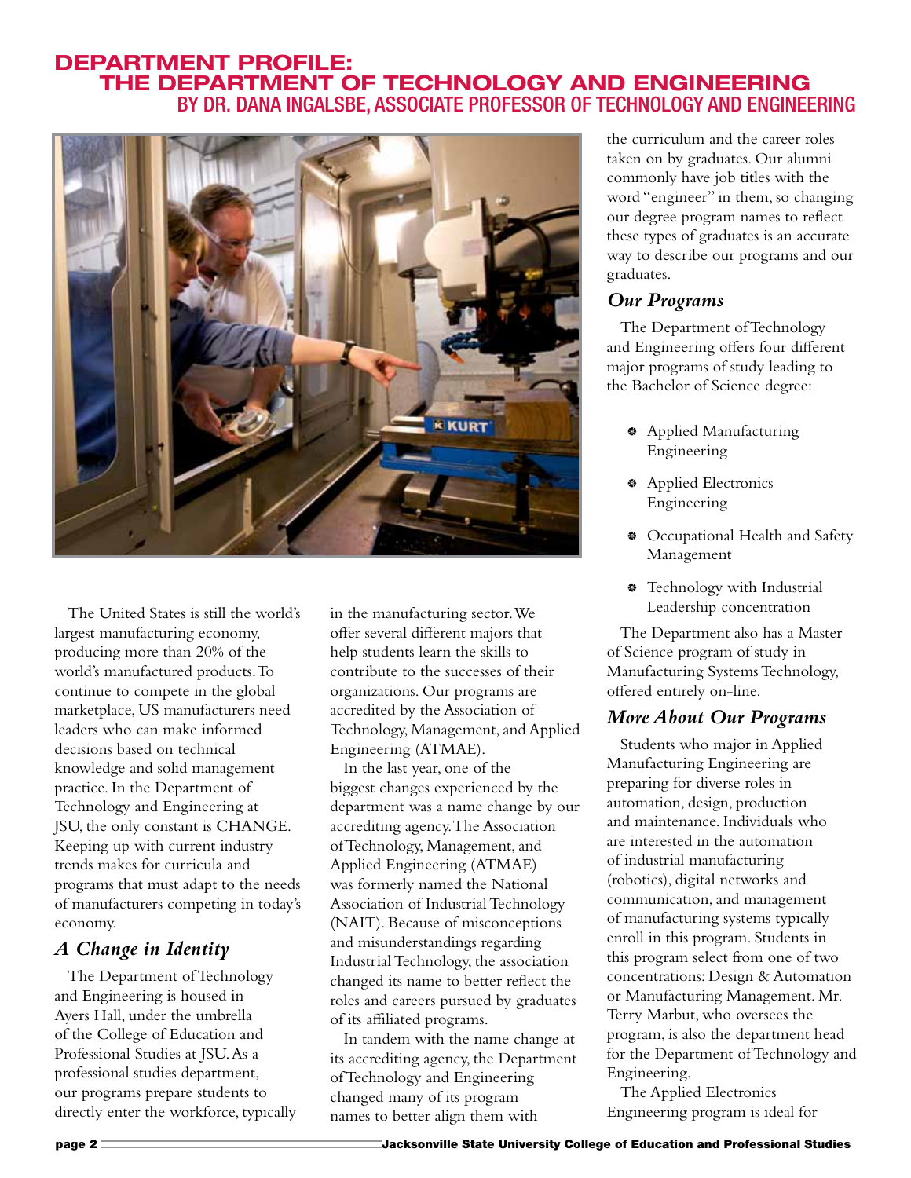# DEPARTMENT PROFILE: THE DEPARTMENT OF TECHNOLOGY AND ENGINEERING

## BY DR. DANA INGALSBE, ASSOCIATE PROFESSOR OF TECHNOLOGY AND ENGINEERING

The United States is still the world's largest manufacturing economy, producing more than 20% of the world's manufactured products. To continue to compete in the global marketplace, US manufacturers need leaders who can make informed decisions based on technical knowledge and solid management practice. In the Department of Technology and Engineering at JSU, the only constant is CHANGE. Keeping up with current industry trends makes for curricula and programs that must adapt to the needs of manufacturers competing in today's economy.

### *A Change in Identity*

The Department of Technology and Engineering is housed in Ayers Hall, under the umbrella of the College of Education and Professional Studies at JSU. As a professional studies department, our programs prepare students to directly enter the workforce, typically in the manufacturing sector. We offer several different majors that help students learn the skills to contribute to the successes of their organizations. Our programs are accredited by the Association of Technology, Management, and Applied Engineering (ATMAE).

In the last year, one of the biggest changes experienced by the department was a name change by our accrediting agency. The Association of Technology, Management, and Applied Engineering (ATMAE) was formerly named the National Association of Industrial Technology (NAIT). Because of misconceptions and misunderstandings regarding Industrial Technology, the association changed its name to better reflect the roles and careers pursued by graduates of its affiliated programs.

In tandem with the name change at its accrediting agency, the Department of Technology and Engineering changed many of its program names to better align them with the curriculum and the career roles taken on by graduates. Our alumni commonly have job titles with the word "engineer" in them, so changing our degree program names to reflect these types of graduates is an accurate way to describe our programs and our graduates.

### *Our Programs*

The Department of Technology and Engineering offers four different major programs of study leading to the Bachelor of Science degree:

- Applied Manufacturing Engineering
- Applied Electronics Engineering
- Occupational Health and Safety Management
- Technology with Industrial Leadership concentration

The Department also has a Master of Science program of study in Manufacturing Systems Technology, offered entirely on-line.

### *More About Our Programs*

Students who major in Applied Manufacturing Engineering are preparing for diverse roles in automation, design, production and maintenance. Individuals who are interested in the automation of industrial manufacturing (robotics), digital networks and communication, and management of manufacturing systems typically enroll in this program. Students in this program select from one of two concentrations: Design & Automation or Manufacturing Management. Mr. Terry Marbut, who oversees the program, is also the department head for the Department of Technology and Engineering.

The Applied Electronics Engineering program is ideal for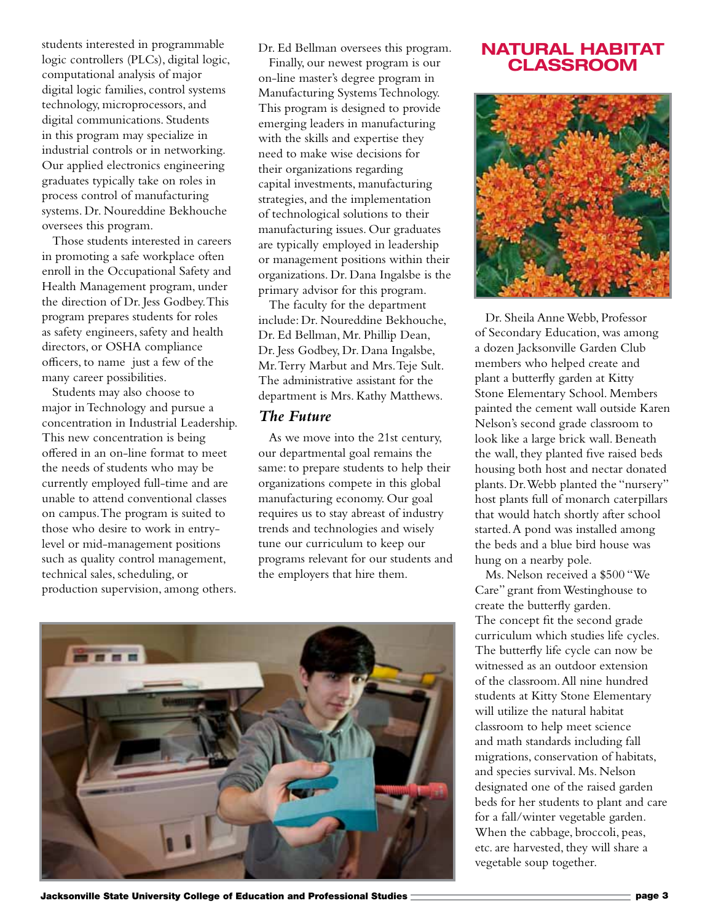students interested in programmable logic controllers (PLCs), digital logic, computational analysis of major digital logic families, control systems technology, microprocessors, and digital communications. Students in this program may specialize in industrial controls or in networking. Our applied electronics engineering graduates typically take on roles in process control of manufacturing systems. Dr. Noureddine Bekhouche oversees this program.

Those students interested in careers in promoting a safe workplace often enroll in the Occupational Safety and Health Management program, under the direction of Dr. Jess Godbey. This program prepares students for roles as safety engineers, safety and health directors, or OSHA compliance officers, to name just a few of the many career possibilities.

Students may also choose to major in Technology and pursue a concentration in Industrial Leadership. This new concentration is being offered in an on-line format to meet the needs of students who may be currently employed full-time and are unable to attend conventional classes on campus. The program is suited to those who desire to work in entry-level or mid-management positions such as quality control management, technical sales, scheduling, or production supervision, among others. Dr. Ed Bellman oversees this program.

Finally, our newest program is our on-line master's degree program in Manufacturing Systems Technology. This program is designed to provide emerging leaders in manufacturing with the skills and expertise they need to make wise decisions for their organizations regarding capital investments, manufacturing strategies, and the implementation of technological solutions to their manufacturing issues. Our graduates are typically employed in leadership or management positions within their organizations. Dr. Dana Ingalsbe is the primary advisor for this program.

The faculty for the department include: Dr. Noureddine Bekhouche, Dr. Ed Bellman, Mr. Phillip Dean, Dr. Jess Godbey, Dr. Dana Ingalsbe, Mr. Terry Marbut and Mrs. Teje Sult. The administrative assistant for the department is Mrs. Kathy Matthews.

### *The Future*

As we move into the 21st century, our departmental goal remains the same: to prepare students to help their organizations compete in this global manufacturing economy. Our goal requires us to stay abreast of industry trends and technologies and wisely tune our curriculum to keep our programs relevant for our students and the employers that hire them.

## NATURAL HABITAT CLASSROOM

Dr. Sheila Anne Webb, Professor of Secondary Education, was among a dozen Jacksonville Garden Club members who helped create and plant a butterfly garden at Kitty Stone Elementary School. Members painted the cement wall outside Karen Nelson's second grade classroom to look like a large brick wall. Beneath the wall, they planted five raised beds housing both host and nectar donated plants. Dr. Webb planted the "nursery" host plants full of monarch caterpillars that would hatch shortly after school started. A pond was installed among the beds and a blue bird house was hung on a nearby pole.

Ms. Nelson received a $500 "We Care" grant from Westinghouse to create the butterfly garden. The concept fit the second grade curriculum which studies life cycles. The butterfly life cycle can now be witnessed as an outdoor extension of the classroom. All nine hundred students at Kitty Stone Elementary will utilize the natural habitat classroom to help meet science and math standards including fall migrations, conservation of habitats, and species survival. Ms. Nelson designated one of the raised garden beds for her students to plant and care for a fall/winter vegetable garden. When the cabbage, broccoli, peas, etc. are harvested, they will share a vegetable soup together.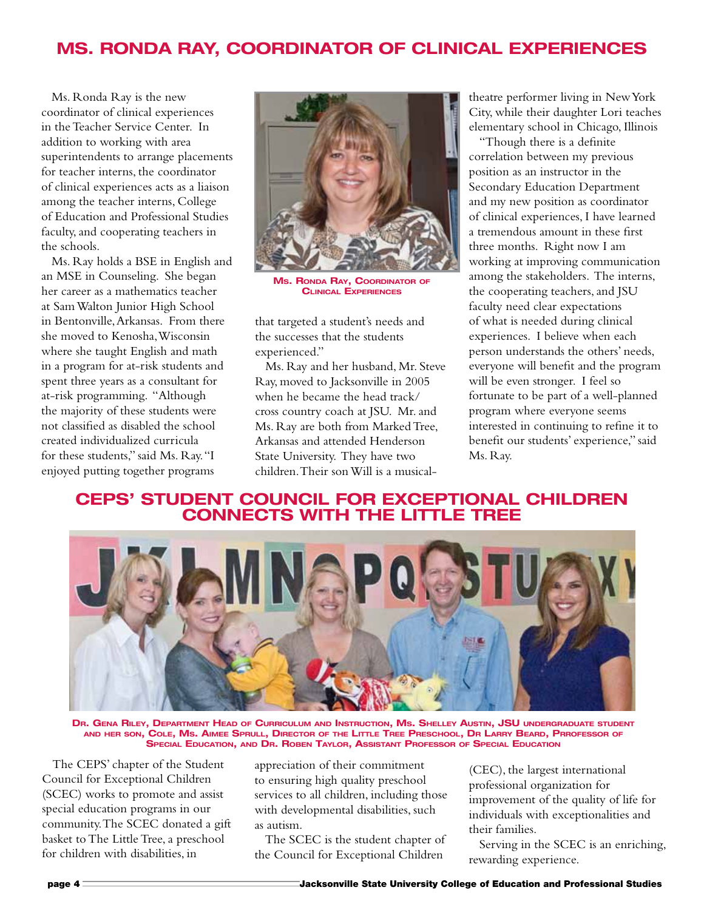## MS. RONDA RAY, COORDINATOR OF CLINICAL EXPERIENCES

Ms. Ronda Ray is the new coordinator of clinical experiences in the Teacher Service Center. In addition to working with area superintendents to arrange placements for teacher interns, the coordinator of clinical experiences acts as a liaison among the teacher interns, College of Education and Professional Studies faculty, and cooperating teachers in the schools.

Ms. Ray holds a BSE in English and an MSE in Counseling. She began her career as a mathematics teacher at Sam Walton Junior High School in Bentonville, Arkansas. From there she moved to Kenosha, Wisconsin where she taught English and math in a program for at-risk students and spent three years as a consultant for at-risk programming. "Although the majority of these students were not classified as disabled the school created individualized curricula for these students," said Ms. Ray. "I enjoyed putting together programs that targeted a student's needs and the successes that the students experienced."

**Ms. Ronda Ray, Coordinator of Clinical Experiences**

Ms. Ray and her husband, Mr. Steve Ray, moved to Jacksonville in 2005 when he became the head track/cross country coach at JSU. Mr. and Ms. Ray are both from Marked Tree, Arkansas and attended Henderson State University. They have two children. Their son Will is a musical-theatre performer living in New York City, while their daughter Lori teaches elementary school in Chicago, Illinois

"Though there is a definite correlation between my previous position as an instructor in the Secondary Education Department and my new position as coordinator of clinical experiences, I have learned a tremendous amount in these first three months. Right now I am working at improving communication among the stakeholders. The interns, the cooperating teachers, and JSU faculty need clear expectations of what is needed during clinical experiences. I believe when each person understands the others' needs, everyone will benefit and the program will be even stronger. I feel so fortunate to be part of a well-planned program where everyone seems interested in continuing to refine it to benefit our students' experience," said Ms. Ray.

## CEPS' STUDENT COUNCIL FOR EXCEPTIONAL CHILDREN CONNECTS WITH THE LITTLE TREE

**Dr. Gena Riley, Department Head of Curriculum and Instruction, Ms. Shelley Austin, JSU undergraduate student and her son, Cole, Ms. Aimee Sprull, Director of the Little Tree Preschool, Dr Larry Beard, Prrofessor of Special Education, and Dr. Roben Taylor, Assistant Professor of Special Education**

The CEPS' chapter of the Student Council for Exceptional Children (SCEC) works to promote and assist special education programs in our community. The SCEC donated a gift basket to The Little Tree, a preschool for children with disabilities, in appreciation of their commitment to ensuring high quality preschool services to all children, including those with developmental disabilities, such as autism.

The SCEC is the student chapter of the Council for Exceptional Children (CEC), the largest international professional organization for improvement of the quality of life for individuals with exceptionalities and their families.

Serving in the SCEC is an enriching, rewarding experience.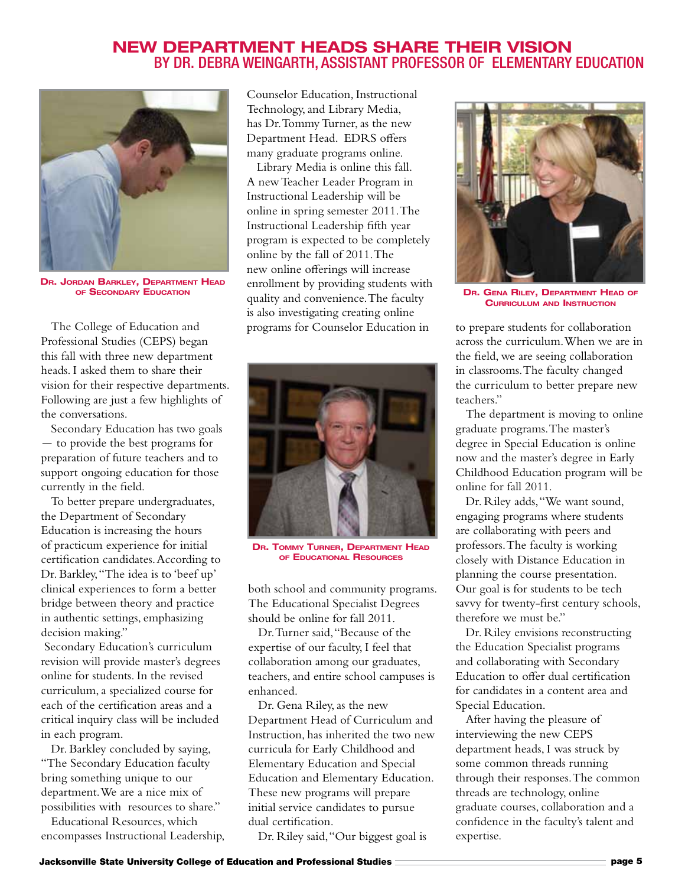# NEW DEPARTMENT HEADS SHARE THEIR VISION

## BY DR. DEBRA WEINGARTH, ASSISTANT PROFESSOR OF ELEMENTARY EDUCATION

**Dr. Jordan Barkley, Department Head of Secondary Education**

The College of Education and Professional Studies (CEPS) began this fall with three new department heads. I asked them to share their vision for their respective departments. Following are just a few highlights of the conversations.

Secondary Education has two goals — to provide the best programs for preparation of future teachers and to support ongoing education for those currently in the field.

To better prepare undergraduates, the Department of Secondary Education is increasing the hours of practicum experience for initial certification candidates. According to Dr. Barkley, "The idea is to 'beef up' clinical experiences to form a better bridge between theory and practice in authentic settings, emphasizing decision making."

Secondary Education's curriculum revision will provide master's degrees online for students. In the revised curriculum, a specialized course for each of the certification areas and a critical inquiry class will be included in each program.

Dr. Barkley concluded by saying, "The Secondary Education faculty bring something unique to our department. We are a nice mix of possibilities with resources to share."

Educational Resources, which encompasses Instructional Leadership, Counselor Education, Instructional Technology, and Library Media, has Dr. Tommy Turner, as the new Department Head. EDRS offers many graduate programs online.

Library Media is online this fall. A new Teacher Leader Program in Instructional Leadership will be online in spring semester 2011. The Instructional Leadership fifth year program is expected to be completely online by the fall of 2011. The new online offerings will increase enrollment by providing students with quality and convenience. The faculty is also investigating creating online programs for Counselor Education in both school and community programs. The Educational Specialist Degrees should be online for fall 2011.

**Dr. Tommy Turner, Department Head of Educational Resources**

Dr. Turner said, "Because of the expertise of our faculty, I feel that collaboration among our graduates, teachers, and entire school campuses is enhanced.

Dr. Gena Riley, as the new Department Head of Curriculum and Instruction, has inherited the two new curricula for Early Childhood and Elementary Education and Special Education and Elementary Education. These new programs will prepare initial service candidates to pursue dual certification.

**Dr. Gena Riley, Department Head of Curriculum and Instruction**

Dr. Riley said, "Our biggest goal is to prepare students for collaboration across the curriculum. When we are in the field, we are seeing collaboration in classrooms. The faculty changed the curriculum to better prepare new teachers."

The department is moving to online graduate programs. The master's degree in Special Education is online now and the master's degree in Early Childhood Education program will be online for fall 2011.

Dr. Riley adds, "We want sound, engaging programs where students are collaborating with peers and professors. The faculty is working closely with Distance Education in planning the course presentation. Our goal is for students to be tech savvy for twenty-first century schools, therefore we must be."

Dr. Riley envisions reconstructing the Education Specialist programs and collaborating with Secondary Education to offer dual certification for candidates in a content area and Special Education.

After having the pleasure of interviewing the new CEPS department heads, I was struck by some common threads running through their responses. The common threads are technology, online graduate courses, collaboration and a confidence in the faculty's talent and expertise.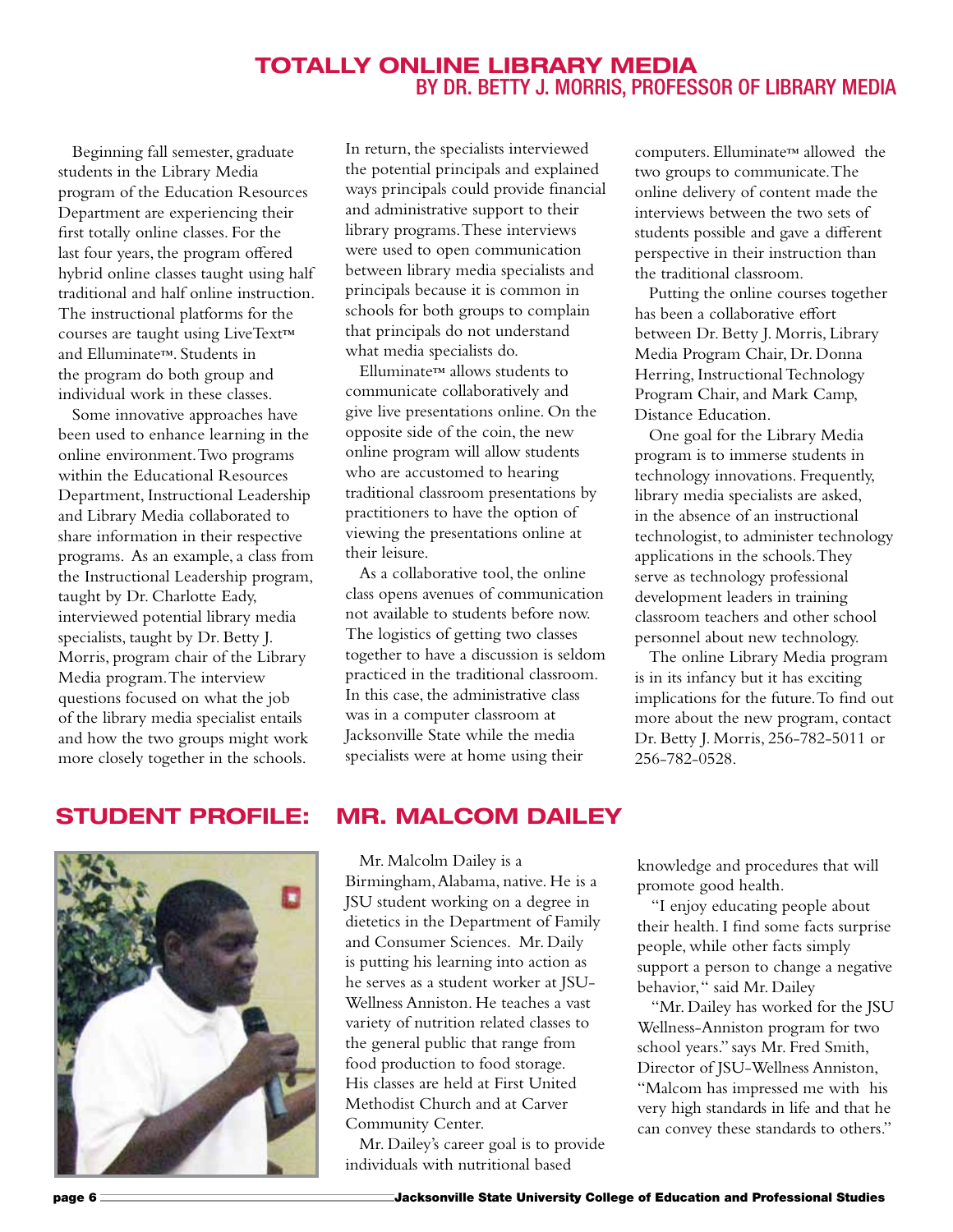# TOTALLY ONLINE LIBRARY MEDIA

## BY DR. BETTY J. MORRIS, PROFESSOR OF LIBRARY MEDIA

Beginning fall semester, graduate students in the Library Media program of the Education Resources Department are experiencing their first totally online classes. For the last four years, the program offered hybrid online classes taught using half traditional and half online instruction. The instructional platforms for the courses are taught using LiveText™ and Elluminate™. Students in the program do both group and individual work in these classes.

Some innovative approaches have been used to enhance learning in the online environment. Two programs within the Educational Resources Department, Instructional Leadership and Library Media collaborated to share information in their respective programs. As an example, a class from the Instructional Leadership program, taught by Dr. Charlotte Eady, interviewed potential library media specialists, taught by Dr. Betty J. Morris, program chair of the Library Media program. The interview questions focused on what the job of the library media specialist entails and how the two groups might work more closely together in the schools. In return, the specialists interviewed the potential principals and explained ways principals could provide financial and administrative support to their library programs. These interviews were used to open communication between library media specialists and principals because it is common in schools for both groups to complain that principals do not understand what media specialists do.

Elluminate™ allows students to communicate collaboratively and give live presentations online. On the opposite side of the coin, the new online program will allow students who are accustomed to hearing traditional classroom presentations by practitioners to have the option of viewing the presentations online at their leisure.

As a collaborative tool, the online class opens avenues of communication not available to students before now. The logistics of getting two classes together to have a discussion is seldom practiced in the traditional classroom. In this case, the administrative class was in a computer classroom at Jacksonville State while the media specialists were at home using their computers. Elluminate™ allowed the two groups to communicate. The online delivery of content made the interviews between the two sets of students possible and gave a different perspective in their instruction than the traditional classroom.

Putting the online courses together has been a collaborative effort between Dr. Betty J. Morris, Library Media Program Chair, Dr. Donna Herring, Instructional Technology Program Chair, and Mark Camp, Distance Education.

One goal for the Library Media program is to immerse students in technology innovations. Frequently, library media specialists are asked, in the absence of an instructional technologist, to administer technology applications in the schools. They serve as technology professional development leaders in training classroom teachers and other school personnel about new technology.

The online Library Media program is in its infancy but it has exciting implications for the future. To find out more about the new program, contact Dr. Betty J. Morris, 256-782-5011 or 256-782-0528.

# STUDENT PROFILE: MR. MALCOM DAILEY

Mr. Malcolm Dailey is a Birmingham, Alabama, native. He is a JSU student working on a degree in dietetics in the Department of Family and Consumer Sciences. Mr. Daily is putting his learning into action as he serves as a student worker at JSU-Wellness Anniston. He teaches a vast variety of nutrition related classes to the general public that range from food production to food storage. His classes are held at First United Methodist Church and at Carver Community Center.

Mr. Dailey's career goal is to provide individuals with nutritional based knowledge and procedures that will promote good health.

"I enjoy educating people about their health. I find some facts surprise people, while other facts simply support a person to change a negative behavior," said Mr. Dailey

"Mr. Dailey has worked for the JSU Wellness-Anniston program for two school years." says Mr. Fred Smith, Director of JSU-Wellness Anniston, "Malcom has impressed me with his very high standards in life and that he can convey these standards to others."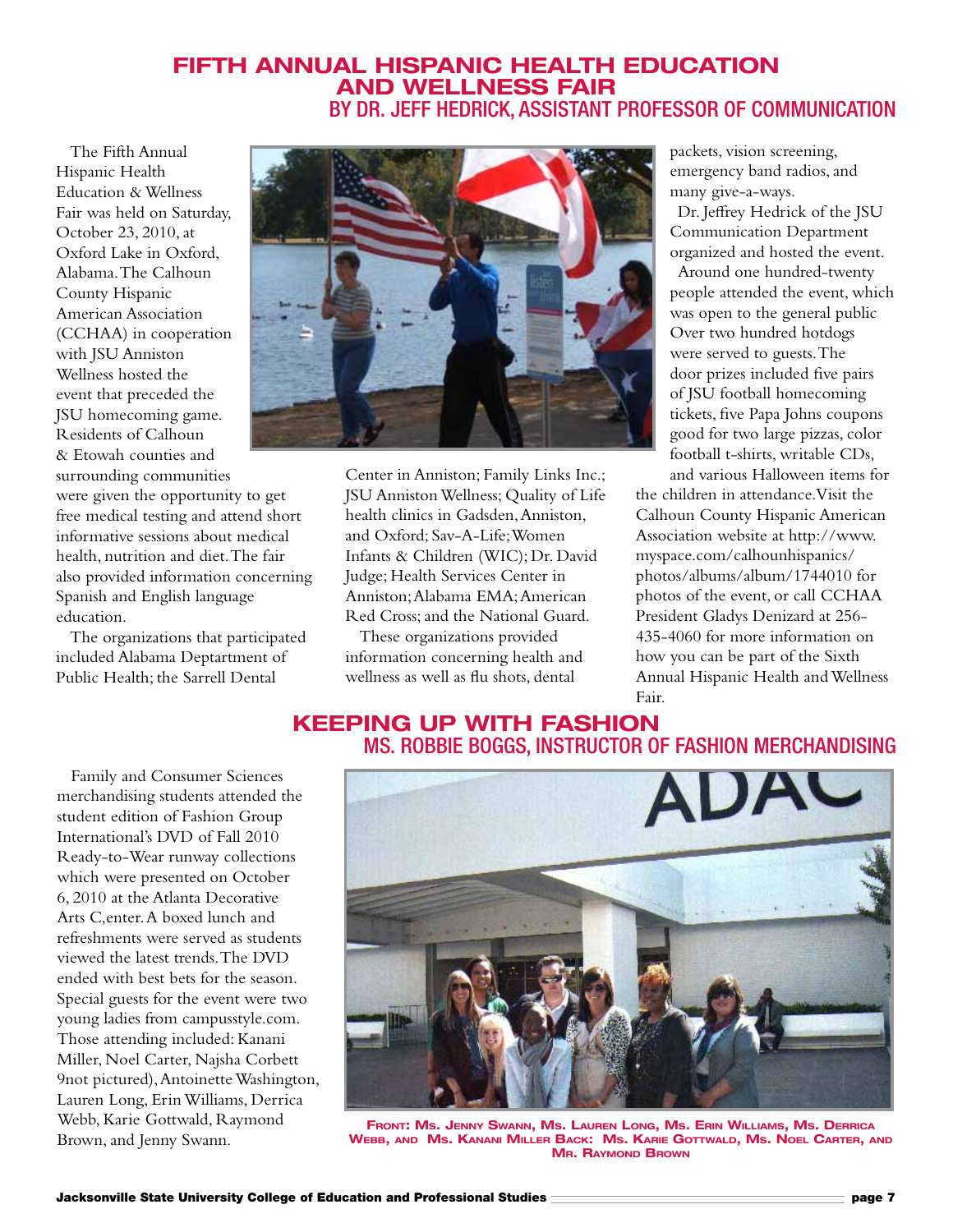# FIFTH ANNUAL HISPANIC HEALTH EDUCATION AND WELLNESS FAIR

## BY DR. JEFF HEDRICK, ASSISTANT PROFESSOR OF COMMUNICATION

The Fifth Annual Hispanic Health Education & Wellness Fair was held on Saturday, October 23, 2010, at Oxford Lake in Oxford, Alabama. The Calhoun County Hispanic American Association (CCHAA) in cooperation with JSU Anniston Wellness hosted the event that preceded the JSU homecoming game. Residents of Calhoun & Etowah counties and surrounding communities were given the opportunity to get free medical testing and attend short informative sessions about medical health, nutrition and diet. The fair also provided information concerning Spanish and English language education.

The organizations that participated included Alabama Deptartment of Public Health; the Sarrell Dental Center in Anniston; Family Links Inc.; JSU Anniston Wellness; Quality of Life health clinics in Gadsden, Anniston, and Oxford; Sav-A-Life; Women Infants & Children (WIC); Dr. David Judge; Health Services Center in Anniston; Alabama EMA; American Red Cross; and the National Guard.

These organizations provided information concerning health and wellness as well as flu shots, dental packets, vision screening, emergency band radios, and many give-a-ways.

Dr. Jeffrey Hedrick of the JSU Communication Department organized and hosted the event.

Around one hundred-twenty people attended the event, which was open to the general public Over two hundred hotdogs were served to guests. The door prizes included five pairs of JSU football homecoming tickets, five Papa Johns coupons good for two large pizzas, color football t-shirts, writable CDs, and various Halloween items for the children in attendance. Visit the Calhoun County Hispanic American Association website at http://www.myspace.com/calhounhispanics/photos/albums/album/1744010 for photos of the event, or call CCHAA President Gladys Denizard at 256-435-4060 for more information on how you can be part of the Sixth Annual Hispanic Health and Wellness Fair.

# KEEPING UP WITH FASHION

## MS. ROBBIE BOGGS, INSTRUCTOR OF FASHION MERCHANDISING

Family and Consumer Sciences merchandising students attended the student edition of Fashion Group International's DVD of Fall 2010 Ready-to-Wear runway collections which were presented on October 6, 2010 at the Atlanta Decorative Arts C,enter. A boxed lunch and refreshments were served as students viewed the latest trends. The DVD ended with best bets for the season. Special guests for the event were two young ladies from campusstyle.com. Those attending included: Kanani Miller, Noel Carter, Najsha Corbett 9not pictured), Antoinette Washington, Lauren Long, Erin Williams, Derrica Webb, Karie Gottwald, Raymond Brown, and Jenny Swann.

FRONT: MS. JENNY SWANN, MS. LAUREN LONG, MS. ERIN WILLIAMS, MS. DERRICA WEBB, AND MS. KANANI MILLER BACK: MS. KARIE GOTTWALD, MS. NOEL CARTER, AND MR. RAYMOND BROWN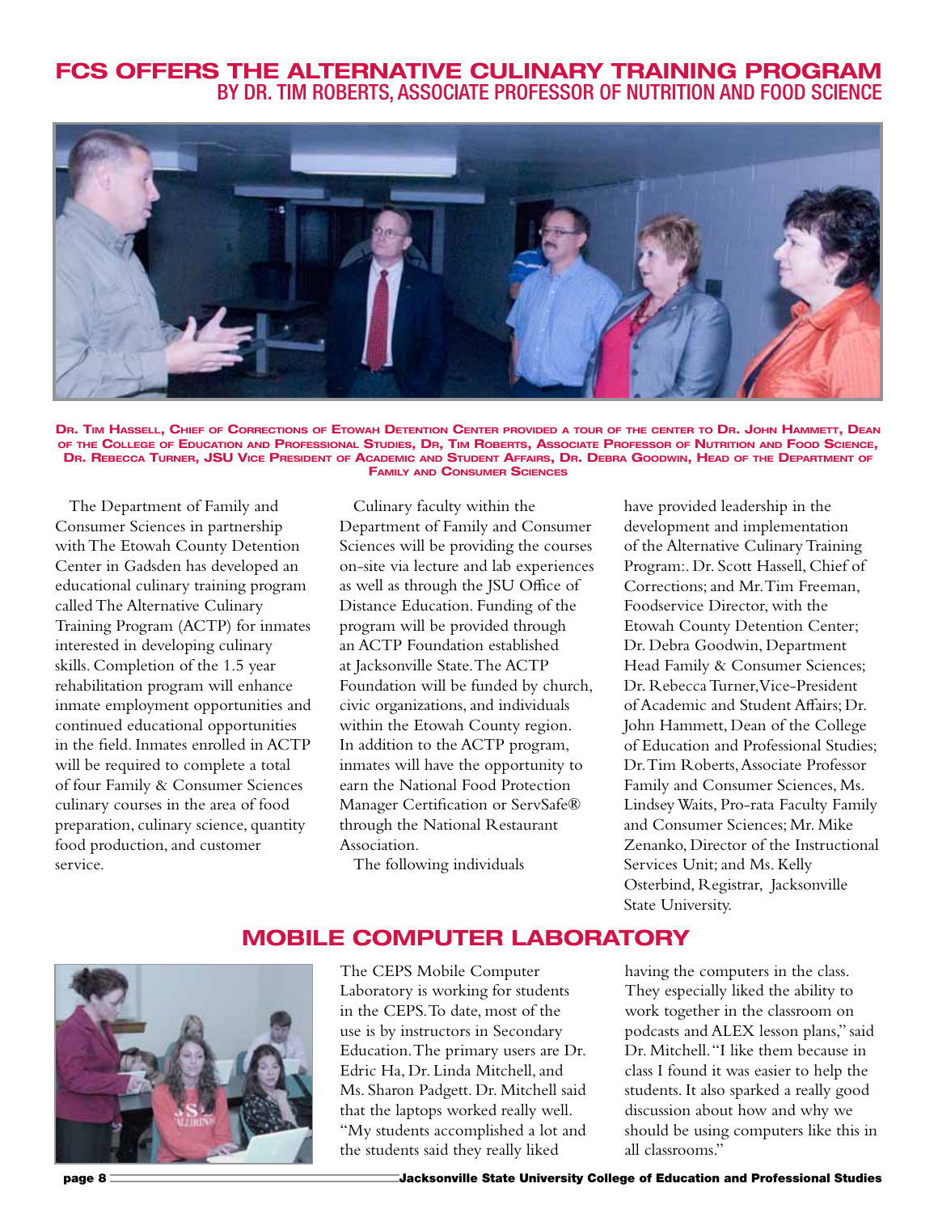# FCS OFFERS THE ALTERNATIVE CULINARY TRAINING PROGRAM

## BY DR. TIM ROBERTS, ASSOCIATE PROFESSOR OF NUTRITION AND FOOD SCIENCE

**Dr. Tim Hassell, Chief of Corrections of Etowah Detention Center provided a tour of the center to Dr. John Hammett, Dean of the College of Education and Professional Studies, Dr, Tim Roberts, Associate Professor of Nutrition and Food Science, Dr. Rebecca Turner, JSU Vice President of Academic and Student Affairs, Dr. Debra Goodwin, Head of the Department of Family and Consumer Sciences**

The Department of Family and Consumer Sciences in partnership with The Etowah County Detention Center in Gadsden has developed an educational culinary training program called The Alternative Culinary Training Program (ACTP) for inmates interested in developing culinary skills. Completion of the 1.5 year rehabilitation program will enhance inmate employment opportunities and continued educational opportunities in the field. Inmates enrolled in ACTP will be required to complete a total of four Family & Consumer Sciences culinary courses in the area of food preparation, culinary science, quantity food production, and customer service.

Culinary faculty within the Department of Family and Consumer Sciences will be providing the courses on-site via lecture and lab experiences as well as through the JSU Office of Distance Education. Funding of the program will be provided through an ACTP Foundation established at Jacksonville State. The ACTP Foundation will be funded by church, civic organizations, and individuals within the Etowah County region. In addition to the ACTP program, inmates will have the opportunity to earn the National Food Protection Manager Certification or ServSafe® through the National Restaurant Association.

The following individuals have provided leadership in the development and implementation of the Alternative Culinary Training Program:. Dr. Scott Hassell, Chief of Corrections; and Mr. Tim Freeman, Foodservice Director, with the Etowah County Detention Center; Dr. Debra Goodwin, Department Head Family & Consumer Sciences; Dr. Rebecca Turner, Vice-President of Academic and Student Affairs; Dr. John Hammett, Dean of the College of Education and Professional Studies; Dr. Tim Roberts, Associate Professor Family and Consumer Sciences, Ms. Lindsey Waits, Pro-rata Faculty Family and Consumer Sciences; Mr. Mike Zenanko, Director of the Instructional Services Unit; and Ms. Kelly Osterbind, Registrar, Jacksonville State University.

# MOBILE COMPUTER LABORATORY

The CEPS Mobile Computer Laboratory is working for students in the CEPS. To date, most of the use is by instructors in Secondary Education. The primary users are Dr. Edric Ha, Dr. Linda Mitchell, and Ms. Sharon Padgett. Dr. Mitchell said that the laptops worked really well. "My students accomplished a lot and the students said they really liked having the computers in the class. They especially liked the ability to work together in the classroom on podcasts and ALEX lesson plans," said Dr. Mitchell. "I like them because in class I found it was easier to help the students. It also sparked a really good discussion about how and why we should be using computers like this in all classrooms."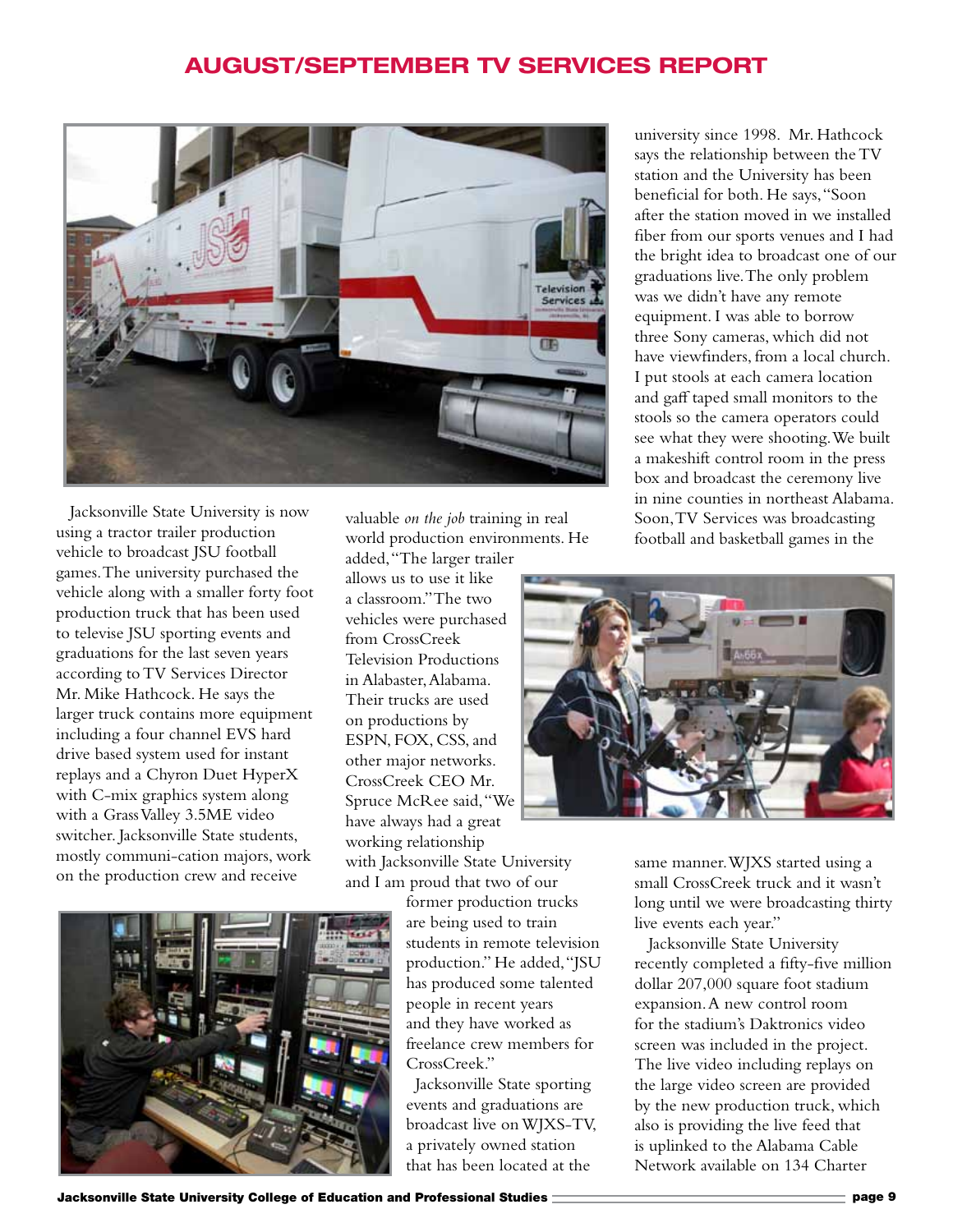# AUGUST/SEPTEMBER TV SERVICES REPORT

Jacksonville State University is now using a tractor trailer production vehicle to broadcast JSU football games. The university purchased the vehicle along with a smaller forty foot production truck that has been used to televise JSU sporting events and graduations for the last seven years according to TV Services Director Mr. Mike Hathcock. He says the larger truck contains more equipment including a four channel EVS hard drive based system used for instant replays and a Chyron Duet HyperX with C-mix graphics system along with a Grass Valley 3.5ME video switcher. Jacksonville State students, mostly communi-cation majors, work on the production crew and receive valuable *on the job* training in real world production environments. He added, "The larger trailer allows us to use it like a classroom." The two vehicles were purchased from CrossCreek Television Productions in Alabaster, Alabama. Their trucks are used on productions by ESPN, FOX, CSS, and other major networks. CrossCreek CEO Mr. Spruce McRee said, "We have always had a great working relationship with Jacksonville State University and I am proud that two of our former production trucks are being used to train students in remote television production." He added, "JSU has produced some talented people in recent years and they have worked as freelance crew members for CrossCreek."

Jacksonville State sporting events and graduations are broadcast live on WJXS-TV, a privately owned station that has been located at the university since 1998. Mr. Hathcock says the relationship between the TV station and the University has been beneficial for both. He says, "Soon after the station moved in we installed fiber from our sports venues and I had the bright idea to broadcast one of our graduations live. The only problem was we didn't have any remote equipment. I was able to borrow three Sony cameras, which did not have viewfinders, from a local church. I put stools at each camera location and gaff taped small monitors to the stools so the camera operators could see what they were shooting. We built a makeshift control room in the press box and broadcast the ceremony live in nine counties in northeast Alabama. Soon, TV Services was broadcasting football and basketball games in the same manner. WJXS started using a small CrossCreek truck and it wasn't long until we were broadcasting thirty live events each year."

Jacksonville State University recently completed a fifty-five million dollar 207,000 square foot stadium expansion. A new control room for the stadium's Daktronics video screen was included in the project. The live video including replays on the large video screen are provided by the new production truck, which also is providing the live feed that is uplinked to the Alabama Cable Network available on 134 Charter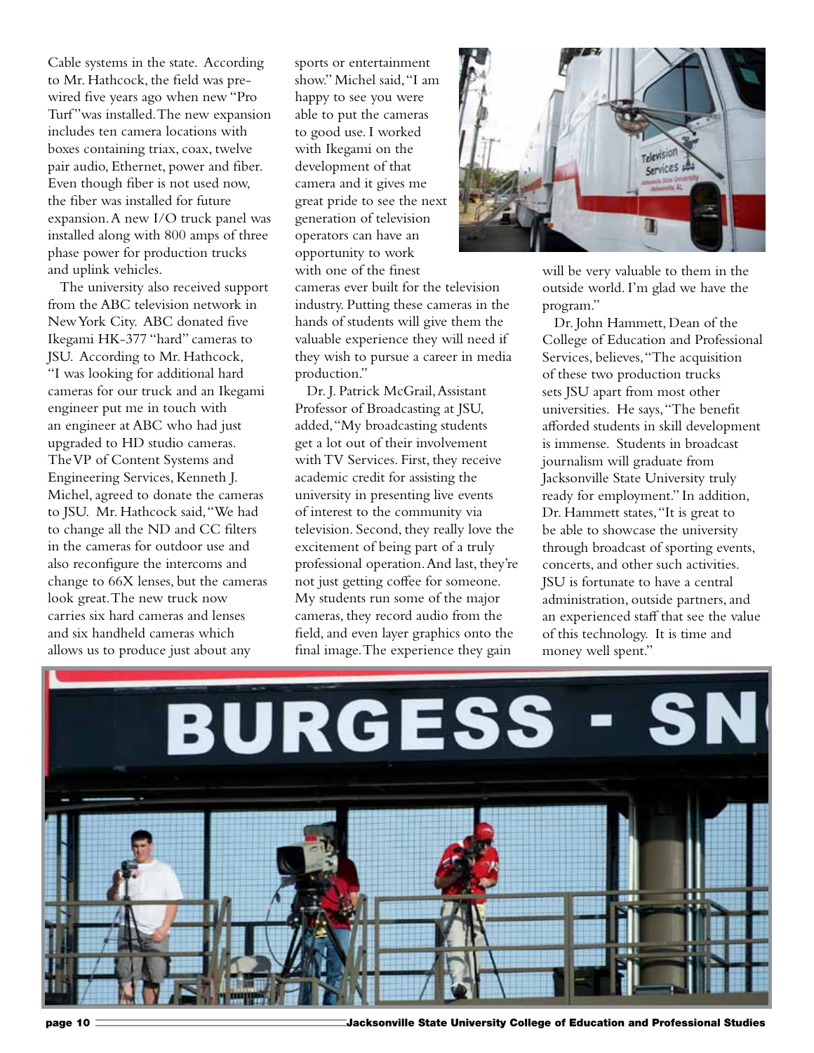Cable systems in the state. According to Mr. Hathcock, the field was pre-wired five years ago when new "Pro Turf" was installed. The new expansion includes ten camera locations with boxes containing triax, coax, twelve pair audio, Ethernet, power and fiber. Even though fiber is not used now, the fiber was installed for future expansion. A new I/O truck panel was installed along with 800 amps of three phase power for production trucks and uplink vehicles.

The university also received support from the ABC television network in New York City. ABC donated five Ikegami HK-377 "hard" cameras to JSU. According to Mr. Hathcock, "I was looking for additional hard cameras for our truck and an Ikegami engineer put me in touch with an engineer at ABC who had just upgraded to HD studio cameras. The VP of Content Systems and Engineering Services, Kenneth J. Michel, agreed to donate the cameras to JSU. Mr. Hathcock said, "We had to change all the ND and CC filters in the cameras for outdoor use and also reconfigure the intercoms and change to 66X lenses, but the cameras look great. The new truck now carries six hard cameras and lenses and six handheld cameras which allows us to produce just about any sports or entertainment show." Michel said, "I am happy to see you were able to put the cameras to good use. I worked with Ikegami on the development of that camera and it gives me great pride to see the next generation of television operators can have an opportunity to work with one of the finest cameras ever built for the television industry. Putting these cameras in the hands of students will give them the valuable experience they will need if they wish to pursue a career in media production."

Dr. J. Patrick McGrail, Assistant Professor of Broadcasting at JSU, added, "My broadcasting students get a lot out of their involvement with TV Services. First, they receive academic credit for assisting the university in presenting live events of interest to the community via television. Second, they really love the excitement of being part of a truly professional operation. And last, they're not just getting coffee for someone. My students run some of the major cameras, they record audio from the field, and even layer graphics onto the final image. The experience they gain will be very valuable to them in the outside world. I'm glad we have the program."

Dr. John Hammett, Dean of the College of Education and Professional Services, believes, "The acquisition of these two production trucks sets JSU apart from most other universities. He says, "The benefit afforded students in skill development is immense. Students in broadcast journalism will graduate from Jacksonville State University truly ready for employment." In addition, Dr. Hammett states, "It is great to be able to showcase the university through broadcast of sporting events, concerts, and other such activities. JSU is fortunate to have a central administration, outside partners, and an experienced staff that see the value of this technology. It is time and money well spent."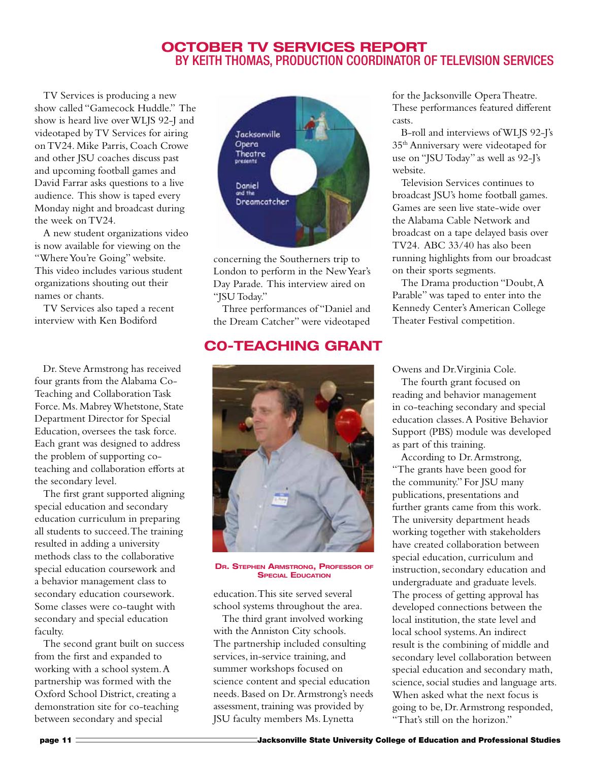## OCTOBER TV SERVICES REPORT

### BY KEITH THOMAS, PRODUCTION COORDINATOR OF TELEVISION SERVICES

TV Services is producing a new show called "Gamecock Huddle." The show is heard live over WLJS 92-J and videotaped by TV Services for airing on TV24. Mike Parris, Coach Crowe and other JSU coaches discuss past and upcoming football games and David Farrar asks questions to a live audience. This show is taped every Monday night and broadcast during the week on TV24.

A new student organizations video is now available for viewing on the "Where You're Going" website. This video includes various student organizations shouting out their names or chants.

TV Services also taped a recent interview with Ken Bodiford concerning the Southerners trip to London to perform in the New Year's Day Parade. This interview aired on "JSU Today."

Three performances of "Daniel and the Dream Catcher" were videotaped for the Jacksonville Opera Theatre. These performances featured different casts.

B-roll and interviews of WLJS 92-J's 35th Anniversary were videotaped for use on "JSU Today" as well as 92-J's website.

Television Services continues to broadcast JSU's home football games. Games are seen live state-wide over the Alabama Cable Network and broadcast on a tape delayed basis over TV24. ABC 33/40 has also been running highlights from our broadcast on their sports segments.

The Drama production "Doubt, A Parable" was taped to enter into the Kennedy Center's American College Theater Festival competition.

## CO-TEACHING GRANT

Dr. Stephen Armstrong, Professor of Special Education

Dr. Steve Armstrong has received four grants from the Alabama Co-Teaching and Collaboration Task Force. Ms. Mabrey Whetstone, State Department Director for Special Education, oversees the task force. Each grant was designed to address the problem of supporting co-teaching and collaboration efforts at the secondary level.

The first grant supported aligning special education and secondary education curriculum in preparing all students to succeed. The training resulted in adding a university methods class to the collaborative special education coursework and a behavior management class to secondary education coursework. Some classes were co-taught with secondary and special education faculty.

The second grant built on success from the first and expanded to working with a school system. A partnership was formed with the Oxford School District, creating a demonstration site for co-teaching between secondary and special education. This site served several school systems throughout the area.

The third grant involved working with the Anniston City schools. The partnership included consulting services, in-service training, and summer workshops focused on science content and special education needs. Based on Dr. Armstrong's needs assessment, training was provided by JSU faculty members Ms. Lynetta Owens and Dr. Virginia Cole.

The fourth grant focused on reading and behavior management in co-teaching secondary and special education classes. A Positive Behavior Support (PBS) module was developed as part of this training.

According to Dr. Armstrong, "The grants have been good for the community." For JSU many publications, presentations and further grants came from this work. The university department heads working together with stakeholders have created collaboration between special education, curriculum and instruction, secondary education and undergraduate and graduate levels. The process of getting approval has developed connections between the local institution, the state level and local school systems. An indirect result is the combining of middle and secondary level collaboration between special education and secondary math, science, social studies and language arts. When asked what the next focus is going to be, Dr. Armstrong responded, "That's still on the horizon."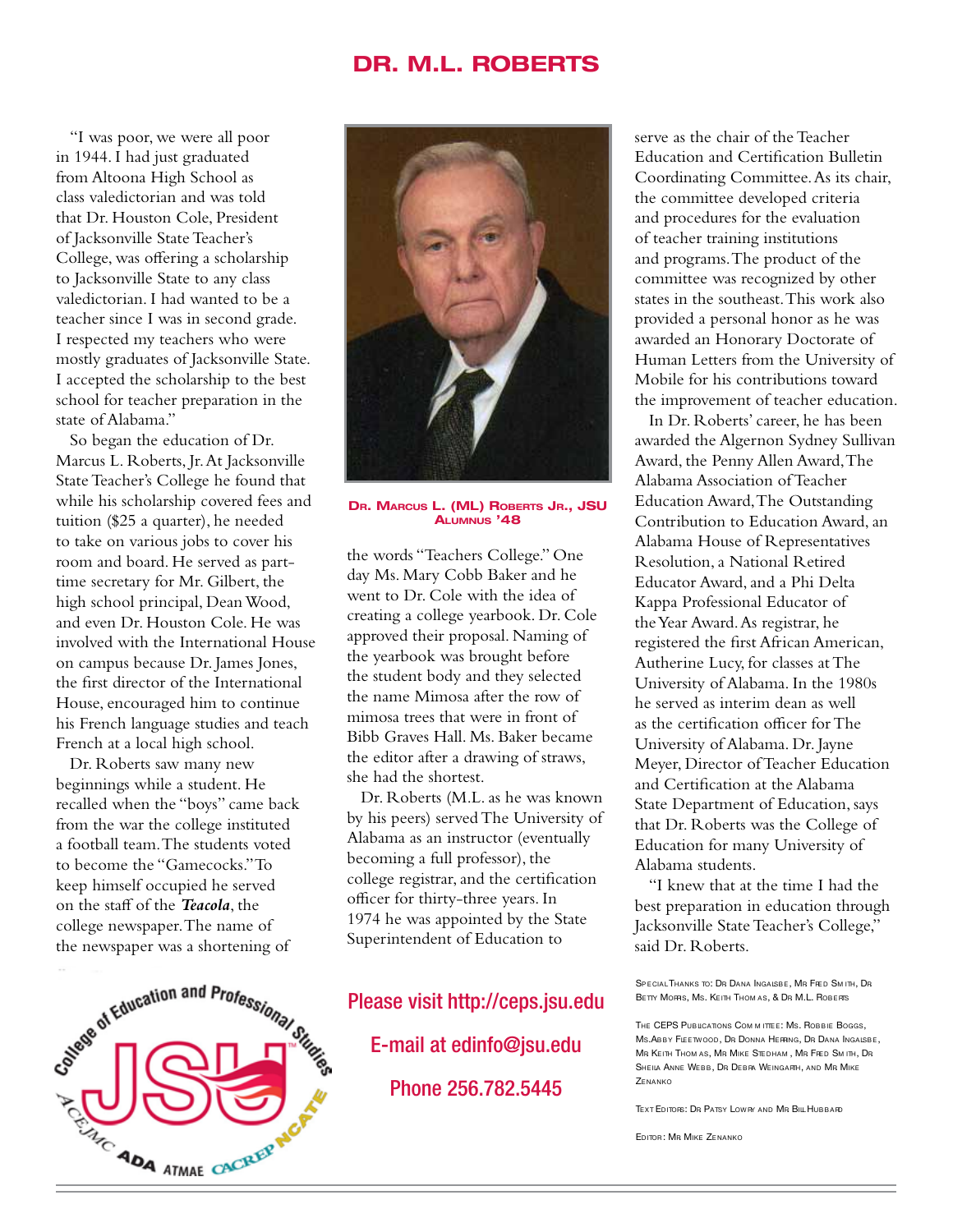# DR. M.L. ROBERTS

"I was poor, we were all poor in 1944. I had just graduated from Altoona High School as class valedictorian and was told that Dr. Houston Cole, President of Jacksonville State Teacher's College, was offering a scholarship to Jacksonville State to any class valedictorian. I had wanted to be a teacher since I was in second grade. I respected my teachers who were mostly graduates of Jacksonville State. I accepted the scholarship to the best school for teacher preparation in the state of Alabama."

So began the education of Dr. Marcus L. Roberts, Jr. At Jacksonville State Teacher's College he found that while his scholarship covered fees and tuition ($25 a quarter), he needed to take on various jobs to cover his room and board. He served as part-time secretary for Mr. Gilbert, the high school principal, Dean Wood, and even Dr. Houston Cole. He was involved with the International House on campus because Dr. James Jones, the first director of the International House, encouraged him to continue his French language studies and teach French at a local high school.

Dr. Roberts saw many new beginnings while a student. He recalled when the "boys" came back from the war the college instituted a football team. The students voted to become the "Gamecocks." To keep himself occupied he served on the staff of the ***Teacola***, the college newspaper. The name of the newspaper was a shortening of the words "Teachers College." One day Ms. Mary Cobb Baker and he went to Dr. Cole with the idea of creating a college yearbook. Dr. Cole approved their proposal. Naming of the yearbook was brought before the student body and they selected the name Mimosa after the row of mimosa trees that were in front of Bibb Graves Hall. Ms. Baker became the editor after a drawing of straws, she had the shortest.

**Dr. Marcus L. (ML) Roberts Jr., JSU Alumnus '48**

Dr. Roberts (M.L. as he was known by his peers) served The University of Alabama as an instructor (eventually becoming a full professor), the college registrar, and the certification officer for thirty-three years. In 1974 he was appointed by the State Superintendent of Education to serve as the chair of the Teacher Education and Certification Bulletin Coordinating Committee. As its chair, the committee developed criteria and procedures for the evaluation of teacher training institutions and programs. The product of the committee was recognized by other states in the southeast. This work also provided a personal honor as he was awarded an Honorary Doctorate of Human Letters from the University of Mobile for his contributions toward the improvement of teacher education.

In Dr. Roberts' career, he has been awarded the Algernon Sydney Sullivan Award, the Penny Allen Award, The Alabama Association of Teacher Education Award, The Outstanding Contribution to Education Award, an Alabama House of Representatives Resolution, a National Retired Educator Award, and a Phi Delta Kappa Professional Educator of the Year Award. As registrar, he registered the first African American, Autherine Lucy, for classes at The University of Alabama. In the 1980s he served as interim dean as well as the certification officer for The University of Alabama. Dr. Jayne Meyer, Director of Teacher Education and Certification at the Alabama State Department of Education, says that Dr. Roberts was the College of Education for many University of Alabama students.

"I knew that at the time I had the best preparation in education through Jacksonville State Teacher's College," said Dr. Roberts.

College of Education and Professional Studies — JSU — ACEJMC ADA ATMAE CACREP NCATE

**Please visit http://ceps.jsu.edu**

**E-mail at edinfo@jsu.edu**

**Phone 256.782.5445**

Special Thanks to: Dr Dana Ingalsbe, Mr Fred Smith, Dr Betty Morris, Ms. Keith Thomas, & Dr M.L. Roberts

The CEPS Publications Committee: Ms. Robbie Boggs, Ms. Abby Fleetwood, Dr Donna Herring, Dr Dana Ingalsbe, Mr Keith Thomas, Mr Mike Stedham, Mr Fred Smith, Dr Sheila Anne Webb, Dr Debra Weingarth, and Mr Mike Zenanko

Text Editors: Dr Patsy Lowry and Mr Bill Hubbard

Editor: Mr Mike Zenanko